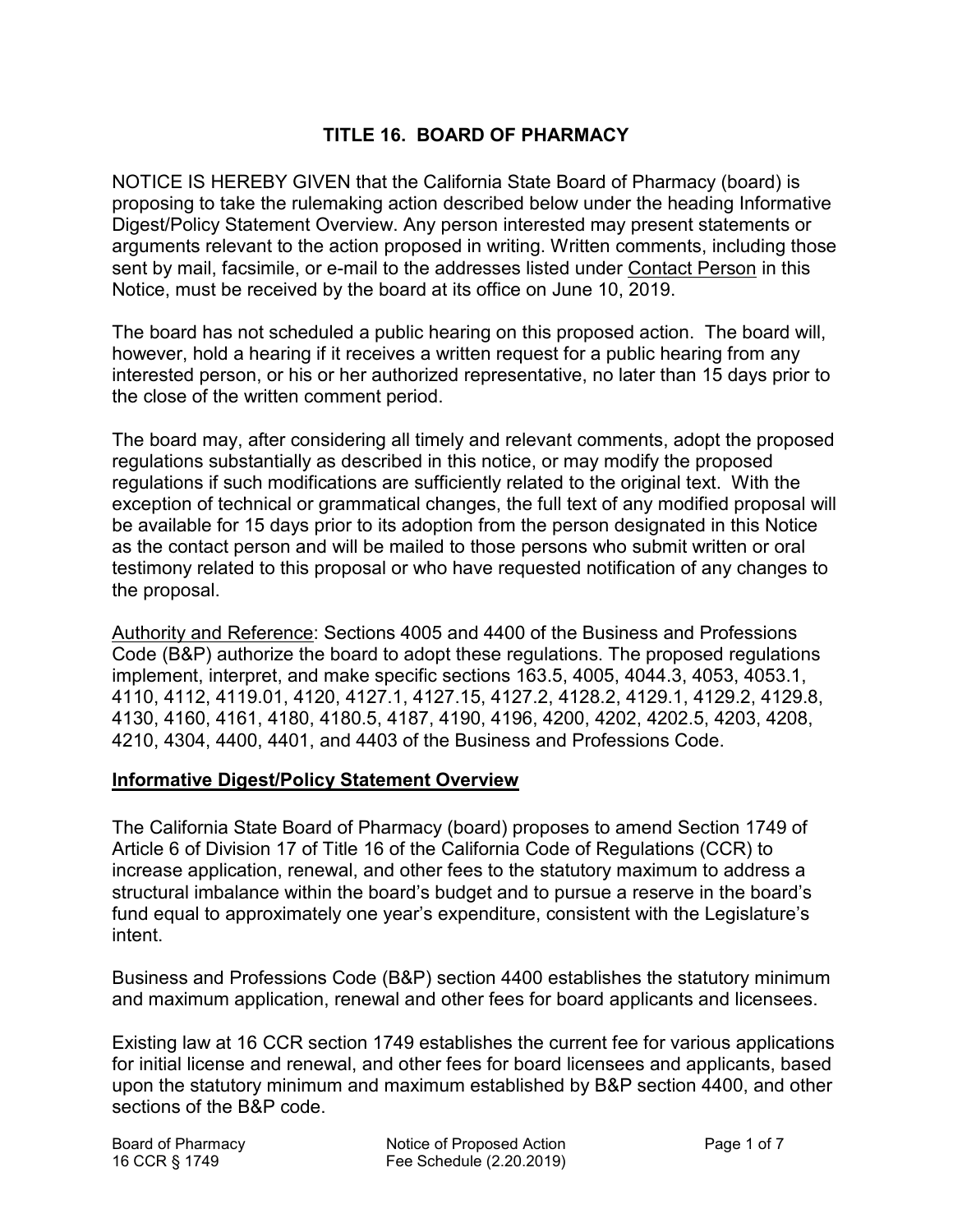# TITLE 16. BOARD OF PHARMACY

NOTICE IS HEREBY GIVEN that the California State Board of Pharmacy (board) is proposing to take the rulemaking action described below under the heading Informative Digest/Policy Statement Overview. Any person interested may present statements or arguments relevant to the action proposed in writing. Written comments, including those sent by mail, facsimile, or e-mail to the addresses listed under Contact Person in this Notice, must be received by the board at its office on June 10, 2019.

The board has not scheduled a public hearing on this proposed action. The board will, however, hold a hearing if it receives a written request for a public hearing from any interested person, or his or her authorized representative, no later than 15 days prior to the close of the written comment period.

The board may, after considering all timely and relevant comments, adopt the proposed regulations substantially as described in this notice, or may modify the proposed regulations if such modifications are sufficiently related to the original text. With the exception of technical or grammatical changes, the full text of any modified proposal will be available for 15 days prior to its adoption from the person designated in this Notice as the contact person and will be mailed to those persons who submit written or oral testimony related to this proposal or who have requested notification of any changes to the proposal.

Authority and Reference: Sections 4005 and 4400 of the Business and Professions Code (B&P) authorize the board to adopt these regulations. The proposed regulations implement, interpret, and make specific sections 163.5, 4005, 4044.3, 4053, 4053.1, 4110, 4112, 4119.01, 4120, 4127.1, 4127.15, 4127.2, 4128.2, 4129.1, 4129.2, 4129.8, 4130, 4160, 4161, 4180, 4180.5, 4187, 4190, 4196, 4200, 4202, 4202.5, 4203, 4208, 4210, 4304, 4400, 4401, and 4403 of the Business and Professions Code.

## Informative Digest/Policy Statement Overview

The California State Board of Pharmacy (board) proposes to amend Section 1749 of Article 6 of Division 17 of Title 16 of the California Code of Regulations (CCR) to increase application, renewal, and other fees to the statutory maximum to address a structural imbalance within the board's budget and to pursue a reserve in the board's fund equal to approximately one year's expenditure, consistent with the Legislature's intent.

Business and Professions Code (B&P) section 4400 establishes the statutory minimum and maximum application, renewal and other fees for board applicants and licensees.

Existing law at 16 CCR section 1749 establishes the current fee for various applications for initial license and renewal, and other fees for board licensees and applicants, based upon the statutory minimum and maximum established by B&P section 4400, and other sections of the B&P code.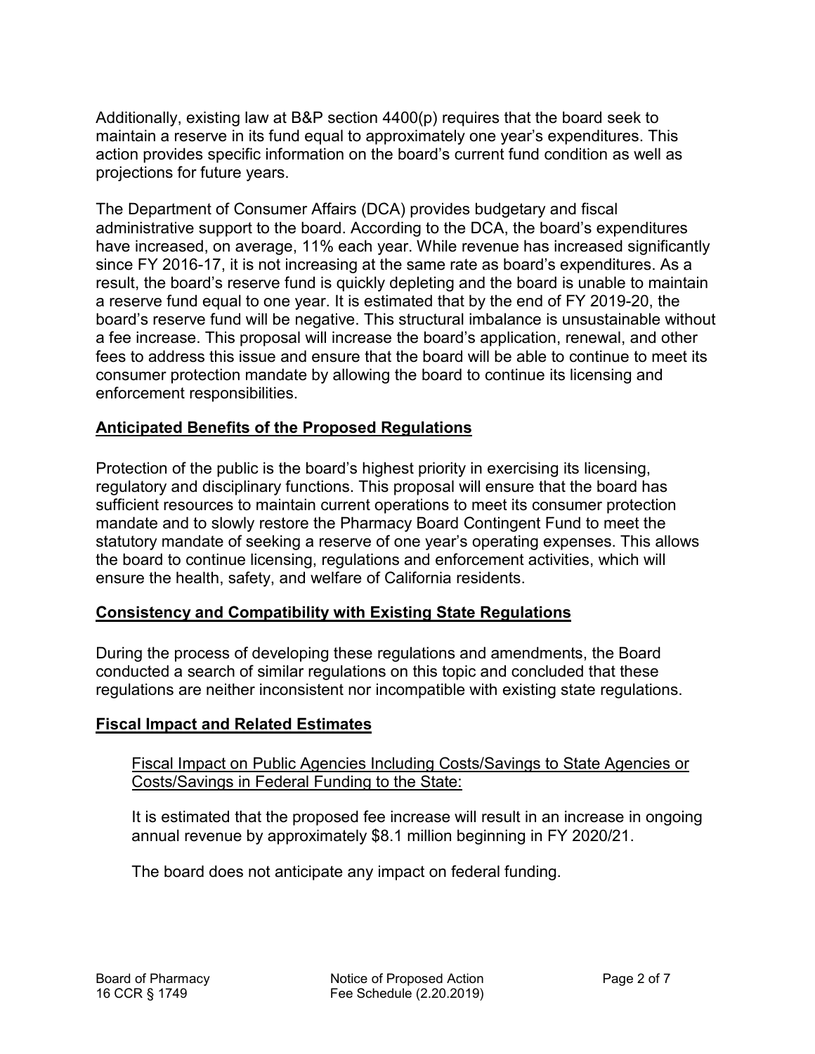Additionally, existing law at B&P section 4400(p) requires that the board seek to maintain a reserve in its fund equal to approximately one year's expenditures. This action provides specific information on the board's current fund condition as well as projections for future years.

The Department of Consumer Affairs (DCA) provides budgetary and fiscal administrative support to the board. According to the DCA, the board's expenditures have increased, on average, 11% each year. While revenue has increased significantly since FY 2016-17, it is not increasing at the same rate as board's expenditures. As a result, the board's reserve fund is quickly depleting and the board is unable to maintain a reserve fund equal to one year. It is estimated that by the end of FY 2019-20, the board's reserve fund will be negative. This structural imbalance is unsustainable without a fee increase. This proposal will increase the board's application, renewal, and other fees to address this issue and ensure that the board will be able to continue to meet its consumer protection mandate by allowing the board to continue its licensing and enforcement responsibilities.

## Anticipated Benefits of the Proposed Regulations

Protection of the public is the board's highest priority in exercising its licensing, regulatory and disciplinary functions. This proposal will ensure that the board has sufficient resources to maintain current operations to meet its consumer protection mandate and to slowly restore the Pharmacy Board Contingent Fund to meet the statutory mandate of seeking a reserve of one year's operating expenses. This allows the board to continue licensing, regulations and enforcement activities, which will ensure the health, safety, and welfare of California residents.

## Consistency and Compatibility with Existing State Regulations

During the process of developing these regulations and amendments, the Board conducted a search of similar regulations on this topic and concluded that these regulations are neither inconsistent nor incompatible with existing state regulations.

## Fiscal Impact and Related Estimates

### Fiscal Impact on Public Agencies Including Costs/Savings to State Agencies or Costs/Savings in Federal Funding to the State:

It is estimated that the proposed fee increase will result in an increase in ongoing annual revenue by approximately $8.1 million beginning in FY 2020/21.

The board does not anticipate any impact on federal funding.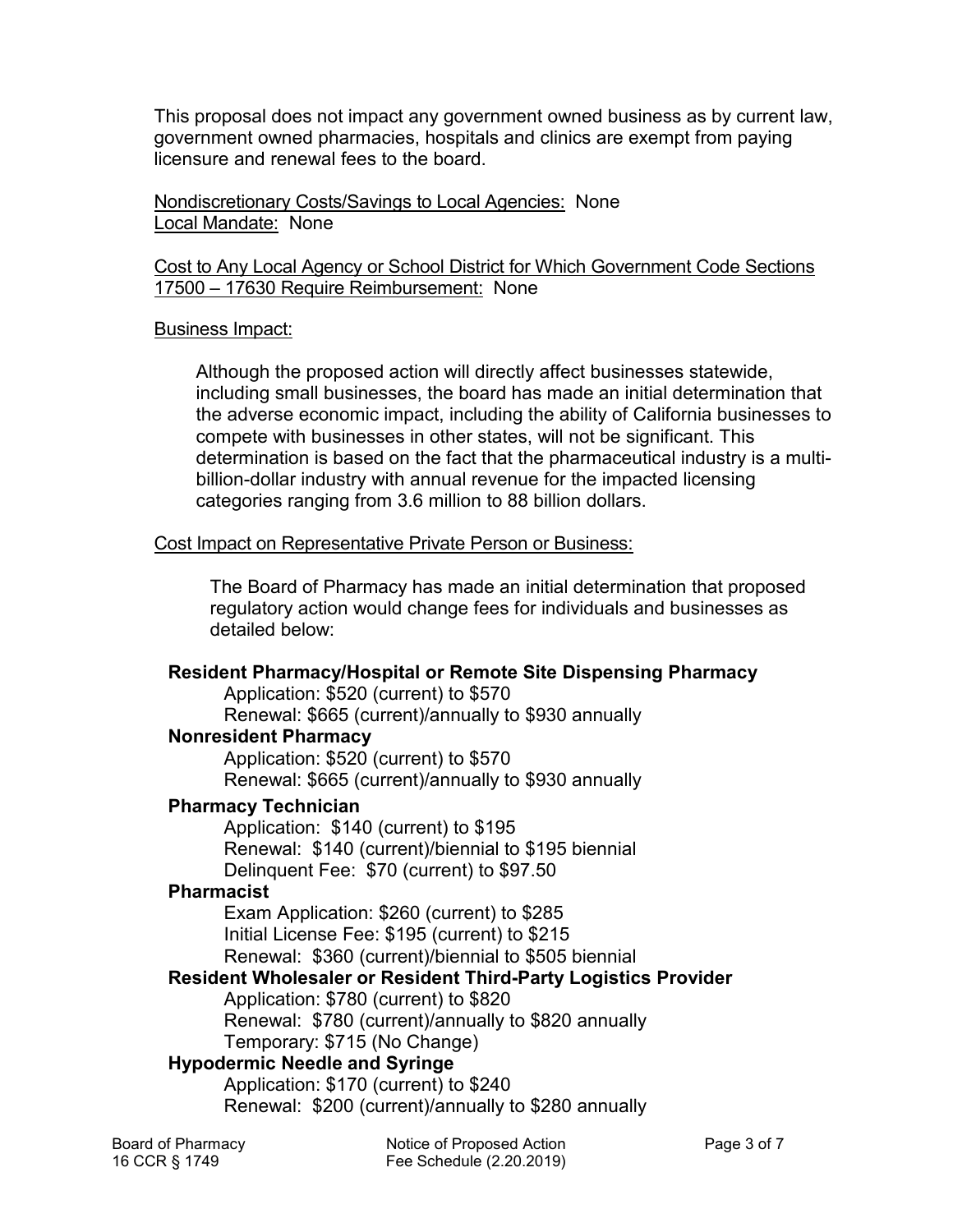This proposal does not impact any government owned business as by current law, government owned pharmacies, hospitals and clinics are exempt from paying licensure and renewal fees to the board.

Nondiscretionary Costs/Savings to Local Agencies: None
Local Mandate: None

Cost to Any Local Agency or School District for Which Government Code Sections 17500 – 17630 Require Reimbursement: None

Business Impact:

> Although the proposed action will directly affect businesses statewide, including small businesses, the board has made an initial determination that the adverse economic impact, including the ability of California businesses to compete with businesses in other states, will not be significant. This determination is based on the fact that the pharmaceutical industry is a multi-billion-dollar industry with annual revenue for the impacted licensing categories ranging from 3.6 million to 88 billion dollars.

Cost Impact on Representative Private Person or Business:

> The Board of Pharmacy has made an initial determination that proposed regulatory action would change fees for individuals and businesses as detailed below:

**Resident Pharmacy/Hospital or Remote Site Dispensing Pharmacy**
- Application: $520 (current) to $570
- Renewal: $665 (current)/annually to $930 annually

**Nonresident Pharmacy**
- Application: $520 (current) to $570
- Renewal: $665 (current)/annually to $930 annually

**Pharmacy Technician**
- Application: $140 (current) to $195
- Renewal: $140 (current)/biennial to $195 biennial
- Delinquent Fee: $70 (current) to $97.50

**Pharmacist**
- Exam Application: $260 (current) to $285
- Initial License Fee: $195 (current) to $215
- Renewal: $360 (current)/biennial to $505 biennial

**Resident Wholesaler or Resident Third-Party Logistics Provider**
- Application: $780 (current) to $820
- Renewal: $780 (current)/annually to $820 annually
- Temporary: $715 (No Change)

**Hypodermic Needle and Syringe**
- Application: $170 (current) to $240
- Renewal: $200 (current)/annually to $280 annually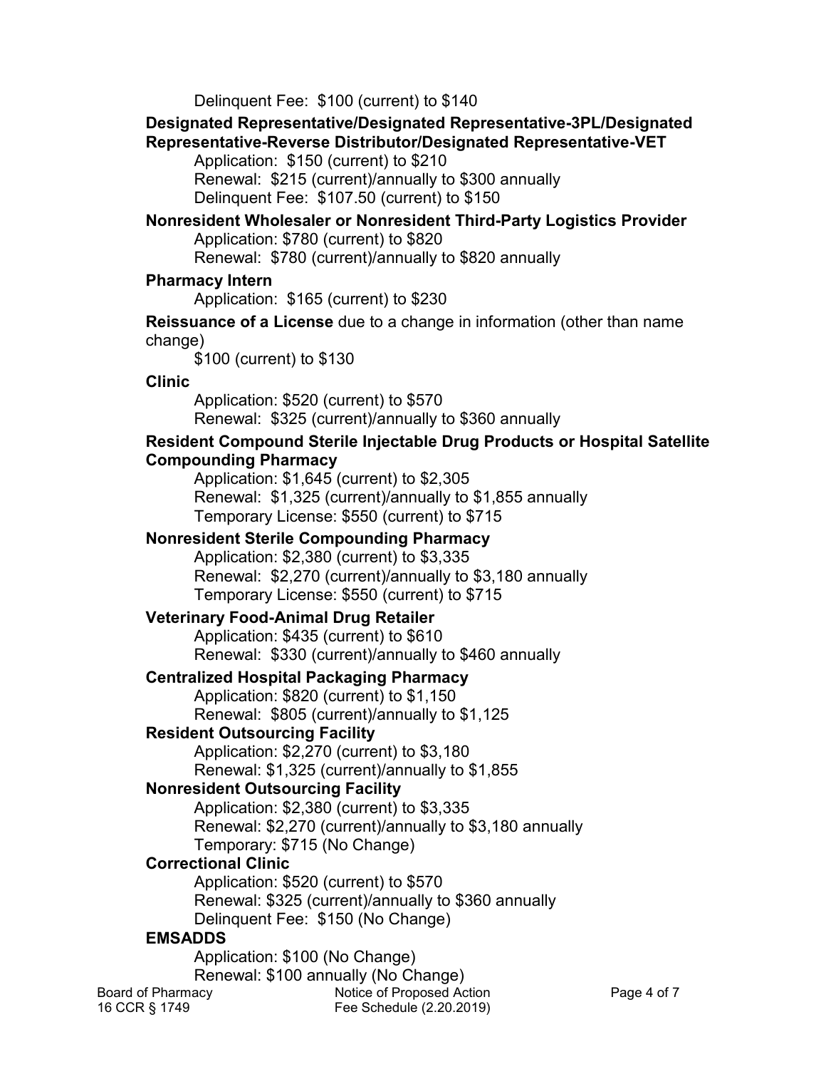Delinquent Fee: $100 (current) to $140

**Designated Representative/Designated Representative-3PL/Designated Representative-Reverse Distributor/Designated Representative-VET**

Application: $150 (current) to $210
Renewal: $215 (current)/annually to $300 annually
Delinquent Fee: $107.50 (current) to $150

**Nonresident Wholesaler or Nonresident Third-Party Logistics Provider**

Application: $780 (current) to $820
Renewal: $780 (current)/annually to $820 annually

**Pharmacy Intern**

Application: $165 (current) to $230

**Reissuance of a License** due to a change in information (other than name change)

$100 (current) to $130

**Clinic**

Application: $520 (current) to $570
Renewal: $325 (current)/annually to $360 annually

**Resident Compound Sterile Injectable Drug Products or Hospital Satellite Compounding Pharmacy**

Application: $1,645 (current) to $2,305
Renewal: $1,325 (current)/annually to $1,855 annually
Temporary License: $550 (current) to $715

**Nonresident Sterile Compounding Pharmacy**

Application: $2,380 (current) to $3,335
Renewal: $2,270 (current)/annually to $3,180 annually
Temporary License: $550 (current) to $715

**Veterinary Food-Animal Drug Retailer**

Application: $435 (current) to $610
Renewal: $330 (current)/annually to $460 annually

**Centralized Hospital Packaging Pharmacy**

Application: $820 (current) to $1,150
Renewal: $805 (current)/annually to $1,125

**Resident Outsourcing Facility**

Application: $2,270 (current) to $3,180
Renewal: $1,325 (current)/annually to $1,855

**Nonresident Outsourcing Facility**

Application: $2,380 (current) to $3,335
Renewal: $2,270 (current)/annually to $3,180 annually
Temporary: $715 (No Change)

**Correctional Clinic**

Application: $520 (current) to $570
Renewal: $325 (current)/annually to $360 annually
Delinquent Fee: $150 (No Change)

**EMSADDS**

Application: $100 (No Change)
Renewal: $100 annually (No Change)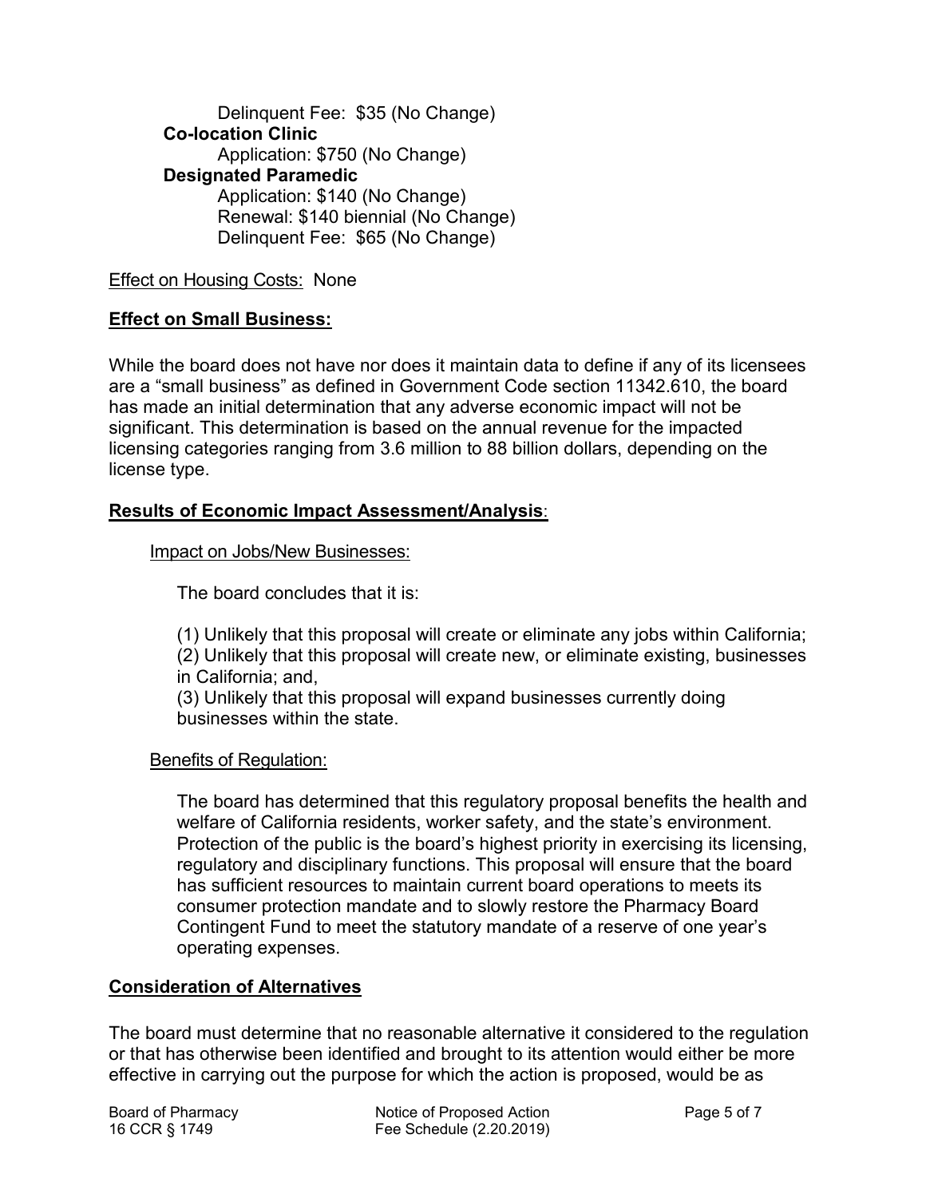Delinquent Fee: $35 (No Change)

**Co-location Clinic**

Application: $750 (No Change)

**Designated Paramedic**

Application: $140 (No Change)
Renewal: $140 biennial (No Change)
Delinquent Fee: $65 (No Change)

Effect on Housing Costs: None

## Effect on Small Business:

While the board does not have nor does it maintain data to define if any of its licensees are a "small business" as defined in Government Code section 11342.610, the board has made an initial determination that any adverse economic impact will not be significant. This determination is based on the annual revenue for the impacted licensing categories ranging from 3.6 million to 88 billion dollars, depending on the license type.

## Results of Economic Impact Assessment/Analysis:

Impact on Jobs/New Businesses:

The board concludes that it is:

(1) Unlikely that this proposal will create or eliminate any jobs within California;
(2) Unlikely that this proposal will create new, or eliminate existing, businesses in California; and,
(3) Unlikely that this proposal will expand businesses currently doing businesses within the state.

Benefits of Regulation:

The board has determined that this regulatory proposal benefits the health and welfare of California residents, worker safety, and the state's environment. Protection of the public is the board's highest priority in exercising its licensing, regulatory and disciplinary functions. This proposal will ensure that the board has sufficient resources to maintain current board operations to meets its consumer protection mandate and to slowly restore the Pharmacy Board Contingent Fund to meet the statutory mandate of a reserve of one year's operating expenses.

## Consideration of Alternatives

The board must determine that no reasonable alternative it considered to the regulation or that has otherwise been identified and brought to its attention would either be more effective in carrying out the purpose for which the action is proposed, would be as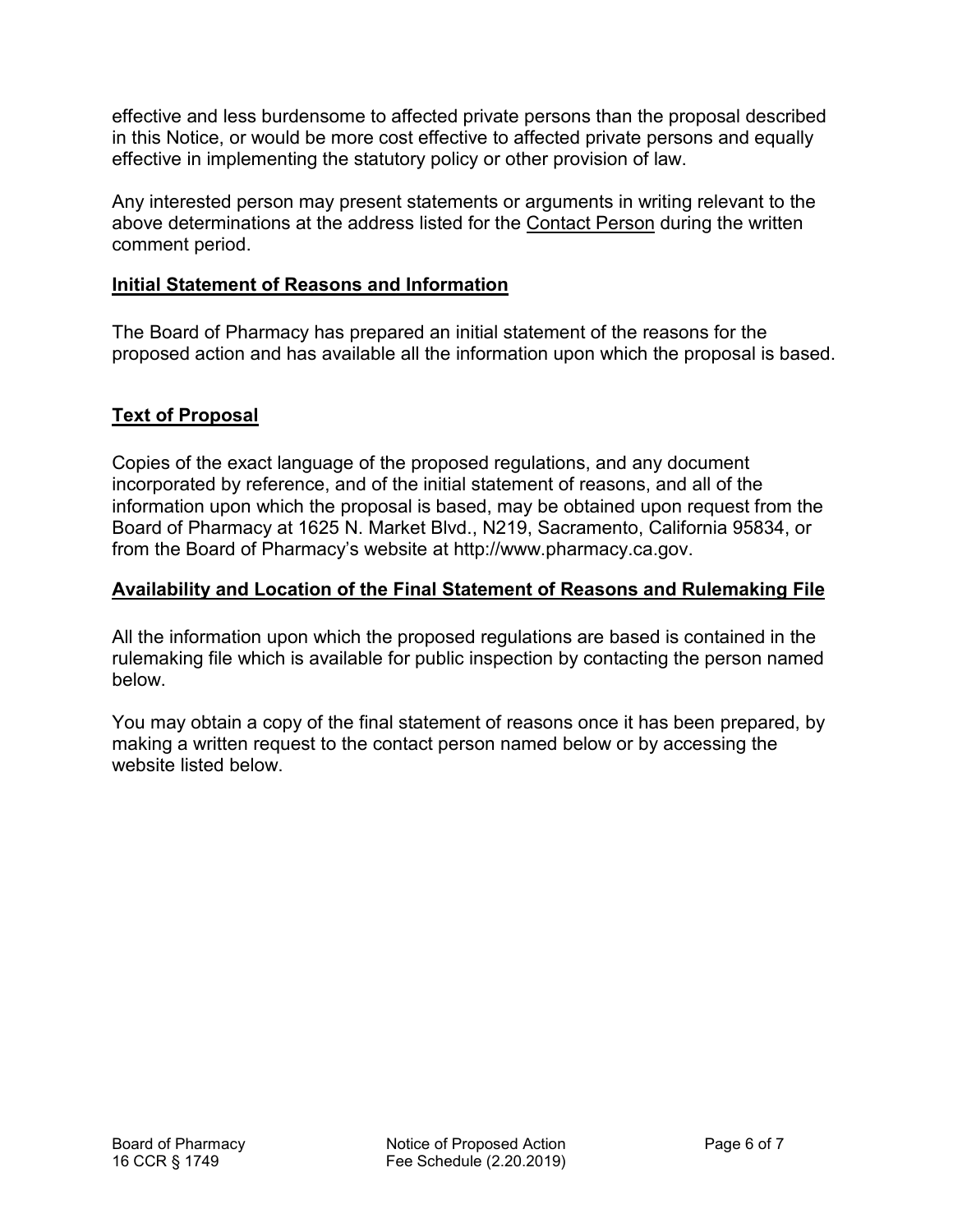effective and less burdensome to affected private persons than the proposal described in this Notice, or would be more cost effective to affected private persons and equally effective in implementing the statutory policy or other provision of law.

Any interested person may present statements or arguments in writing relevant to the above determinations at the address listed for the Contact Person during the written comment period.

## Initial Statement of Reasons and Information

The Board of Pharmacy has prepared an initial statement of the reasons for the proposed action and has available all the information upon which the proposal is based.

## Text of Proposal

Copies of the exact language of the proposed regulations, and any document incorporated by reference, and of the initial statement of reasons, and all of the information upon which the proposal is based, may be obtained upon request from the Board of Pharmacy at 1625 N. Market Blvd., N219, Sacramento, California 95834, or from the Board of Pharmacy's website at http://www.pharmacy.ca.gov.

## Availability and Location of the Final Statement of Reasons and Rulemaking File

All the information upon which the proposed regulations are based is contained in the rulemaking file which is available for public inspection by contacting the person named below.

You may obtain a copy of the final statement of reasons once it has been prepared, by making a written request to the contact person named below or by accessing the website listed below.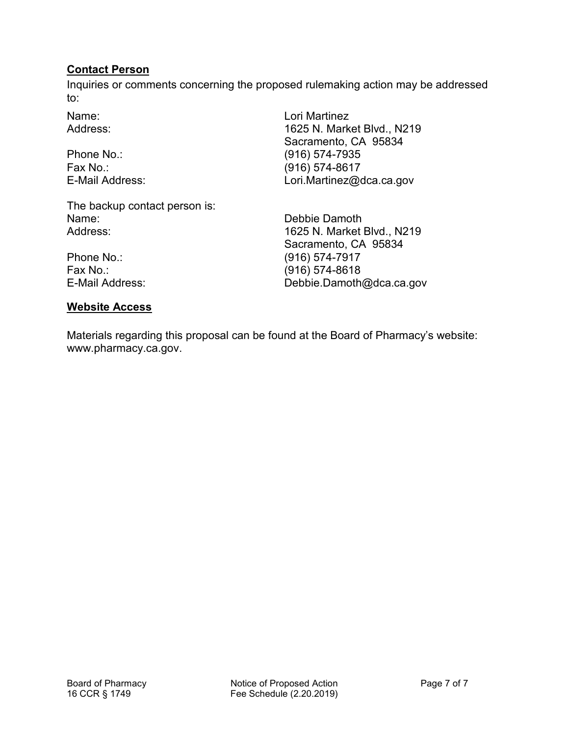**Contact Person**

Inquiries or comments concerning the proposed rulemaking action may be addressed to:

| | |
|---|---|
| Name: | Lori Martinez |
| Address: | 1625 N. Market Blvd., N219<br>Sacramento, CA 95834 |
| Phone No.: | (916) 574-7935 |
| Fax No.: | (916) 574-8617 |
| E-Mail Address: | Lori.Martinez@dca.ca.gov |

The backup contact person is:

| | |
|---|---|
| Name: | Debbie Damoth |
| Address: | 1625 N. Market Blvd., N219<br>Sacramento, CA 95834 |
| Phone No.: | (916) 574-7917 |
| Fax No.: | (916) 574-8618 |
| E-Mail Address: | Debbie.Damoth@dca.ca.gov |

**Website Access**

Materials regarding this proposal can be found at the Board of Pharmacy's website: www.pharmacy.ca.gov.